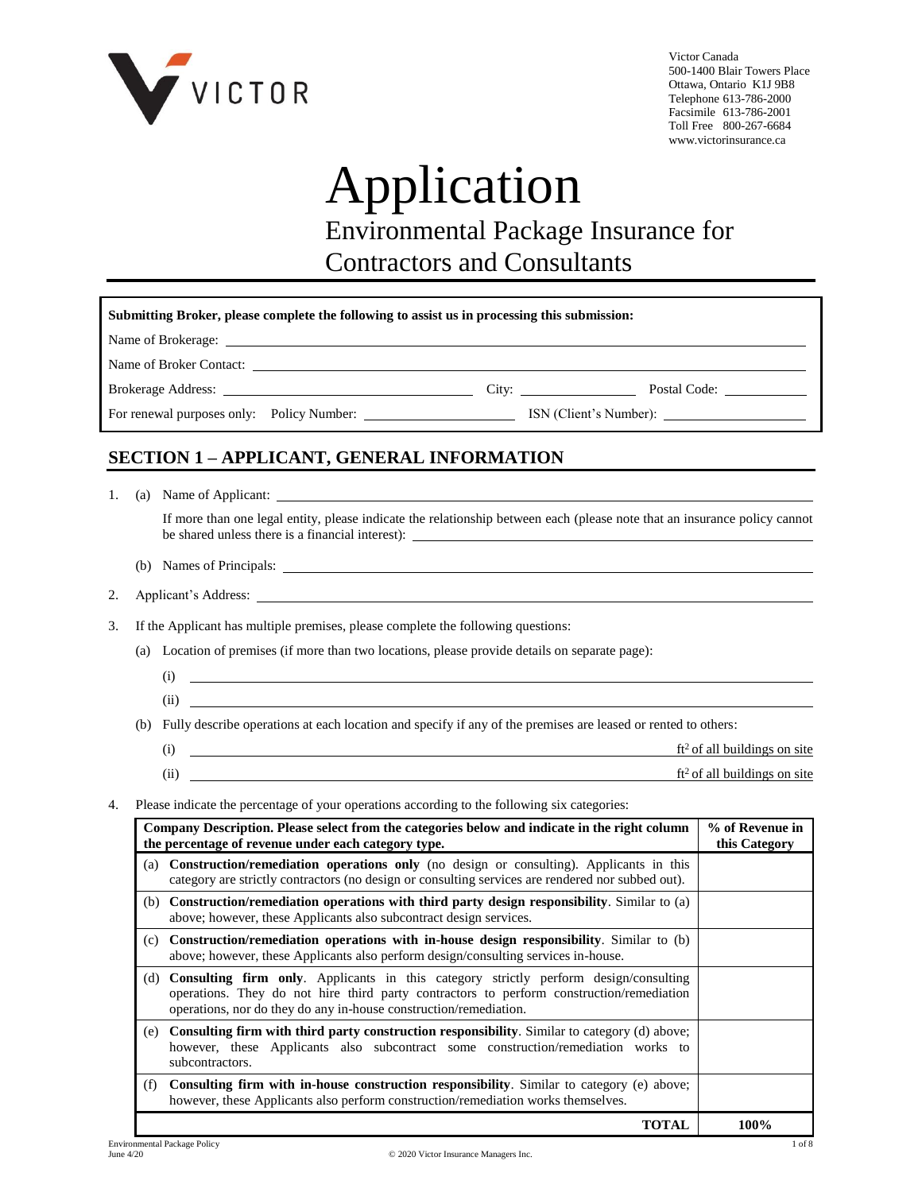VICTOR

Victor Canada
500-1400 Blair Towers Place
Ottawa, Ontario K1J 9B8
Telephone 613-786-2000
Facsimile 613-786-2001
Toll Free 800-267-6684
www.victorinsurance.ca

# Application

## Environmental Package Insurance for Contractors and Consultants

**Submitting Broker, please complete the following to assist us in processing this submission:**

Name of Brokerage: ______________________

Name of Broker Contact: ______________________

Brokerage Address: ______________________ City: ______________ Postal Code: ____________

For renewal purposes only: Policy Number: ______________ ISN (Client's Number): ______________

## SECTION 1 – APPLICANT, GENERAL INFORMATION

1. (a) Name of Applicant: ______________________

   If more than one legal entity, please indicate the relationship between each (please note that an insurance policy cannot be shared unless there is a financial interest): ______________________

   (b) Names of Principals: ______________________

2. Applicant's Address: ______________________

3. If the Applicant has multiple premises, please complete the following questions:

   (a) Location of premises (if more than two locations, please provide details on separate page):

   (i) ______________________

   (ii) ______________________

   (b) Fully describe operations at each location and specify if any of the premises are leased or rented to others:

   (i) ______________________ $ft^2$ of all buildings on site

   (ii) ______________________ $ft^2$ of all buildings on site

4. Please indicate the percentage of your operations according to the following six categories:

| Company Description. Please select from the categories below and indicate in the right column the percentage of revenue under each category type. | % of Revenue in this Category |
|---|---|
| (a) **Construction/remediation operations only** (no design or consulting). Applicants in this category are strictly contractors (no design or consulting services are rendered nor subbed out). | |
| (b) **Construction/remediation operations with third party design responsibility**. Similar to (a) above; however, these Applicants also subcontract design services. | |
| (c) **Construction/remediation operations with in-house design responsibility**. Similar to (b) above; however, these Applicants also perform design/consulting services in-house. | |
| (d) **Consulting firm only**. Applicants in this category strictly perform design/consulting operations. They do not hire third party contractors to perform construction/remediation operations, nor do they do any in-house construction/remediation. | |
| (e) **Consulting firm with third party construction responsibility**. Similar to category (d) above; however, these Applicants also subcontract some construction/remediation works to subcontractors. | |
| (f) **Consulting firm with in-house construction responsibility**. Similar to category (e) above; however, these Applicants also perform construction/remediation works themselves. | |
| **TOTAL** | **100%** |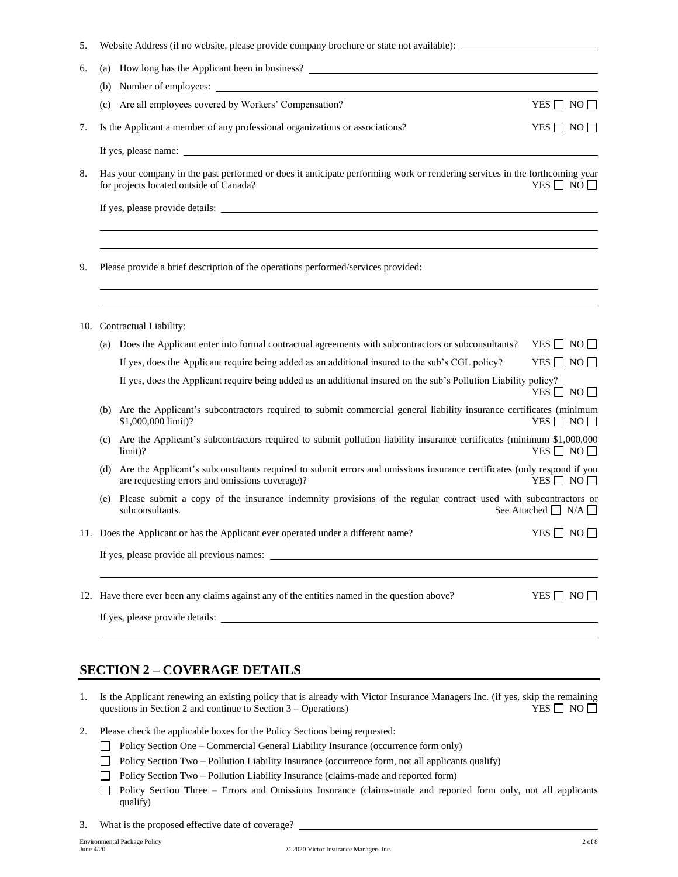5. Website Address (if no website, please provide company brochure or state not available): ____________________

6. (a) How long has the Applicant been in business? ____________________

   (b) Number of employees: ____________________

   (c) Are all employees covered by Workers' Compensation? YES ☐ NO ☐

7. Is the Applicant a member of any professional organizations or associations? YES ☐ NO ☐

   If yes, please name: ____________________

8. Has your company in the past performed or does it anticipate performing work or rendering services in the forthcoming year for projects located outside of Canada? YES ☐ NO ☐

   If yes, please provide details: ____________________

9. Please provide a brief description of the operations performed/services provided:

   ____________________

10. Contractual Liability:

    (a) Does the Applicant enter into formal contractual agreements with subcontractors or subconsultants? YES ☐ NO ☐

    If yes, does the Applicant require being added as an additional insured to the sub's CGL policy? YES ☐ NO ☐

    If yes, does the Applicant require being added as an additional insured on the sub's Pollution Liability policy? YES ☐ NO ☐

    (b) Are the Applicant's subcontractors required to submit commercial general liability insurance certificates (minimum $1,000,000 limit)? YES ☐ NO ☐

    (c) Are the Applicant's subcontractors required to submit pollution liability insurance certificates (minimum $1,000,000 limit)? YES ☐ NO ☐

    (d) Are the Applicant's subconsultants required to submit errors and omissions insurance certificates (only respond if you are requesting errors and omissions coverage)? YES ☐ NO ☐

    (e) Please submit a copy of the insurance indemnity provisions of the regular contract used with subcontractors or subconsultants. See Attached ☐ N/A ☐

11. Does the Applicant or has the Applicant ever operated under a different name? YES ☐ NO ☐

    If yes, please provide all previous names: ____________________

12. Have there ever been any claims against any of the entities named in the question above? YES ☐ NO ☐

    If yes, please provide details: ____________________

## SECTION 2 – COVERAGE DETAILS

1. Is the Applicant renewing an existing policy that is already with Victor Insurance Managers Inc. (if yes, skip the remaining questions in Section 2 and continue to Section 3 – Operations) YES ☐ NO ☐

2. Please check the applicable boxes for the Policy Sections being requested:

   ☐ Policy Section One – Commercial General Liability Insurance (occurrence form only)

   ☐ Policy Section Two – Pollution Liability Insurance (occurrence form, not all applicants qualify)

   ☐ Policy Section Two – Pollution Liability Insurance (claims-made and reported form)

   ☐ Policy Section Three – Errors and Omissions Insurance (claims-made and reported form only, not all applicants qualify)

3. What is the proposed effective date of coverage? ____________________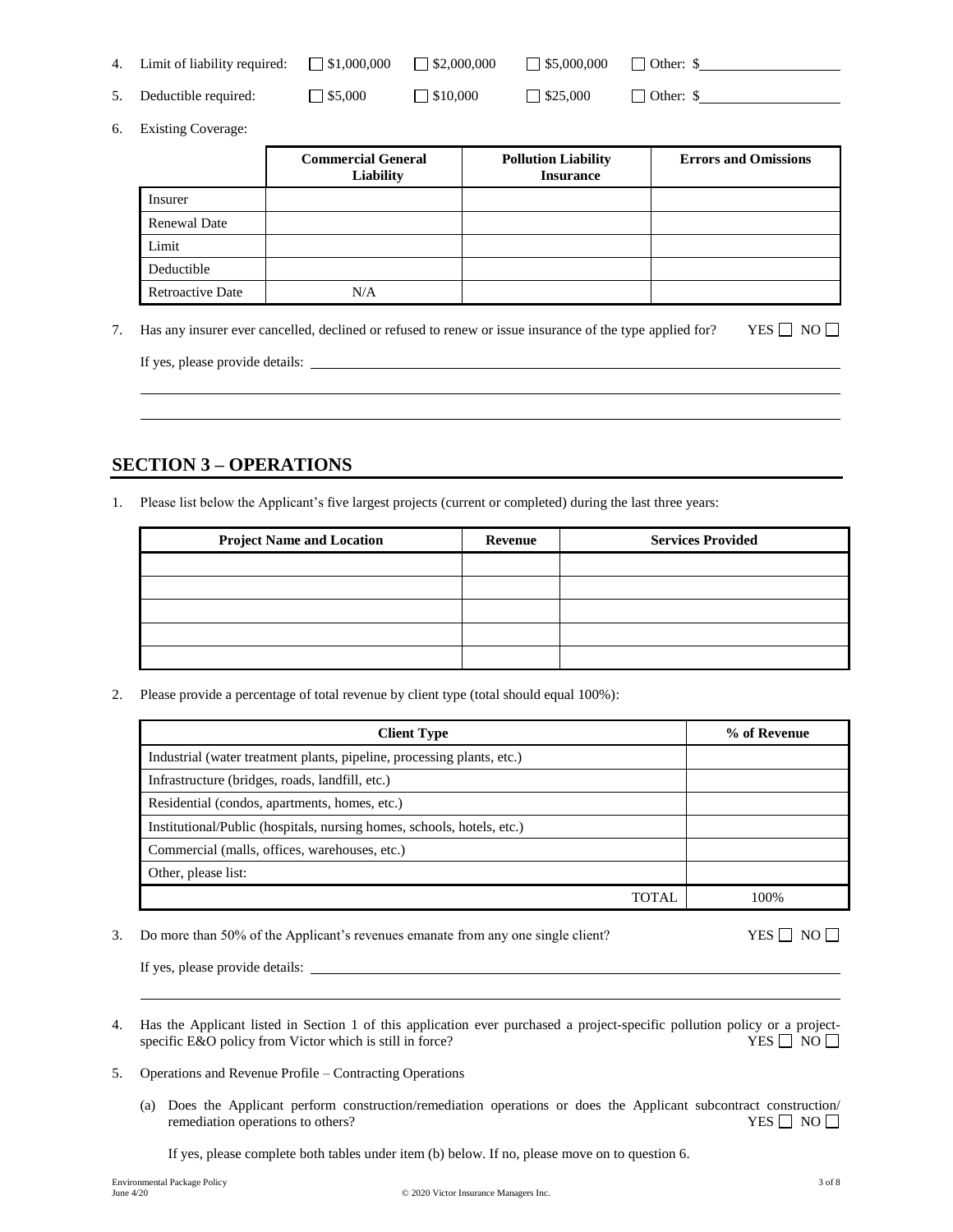4. Limit of liability required: ☐ $1,000,000 ☐ $2,000,000 ☐ $5,000,000 ☐ Other: $\_\_\_\_\_\_\_\_\_\_

5. Deductible required: ☐ $5,000 ☐ $10,000 ☐ $25,000 ☐ Other: $\_\_\_\_\_\_\_\_\_\_

6. Existing Coverage:

| | Commercial General Liability | Pollution Liability Insurance | Errors and Omissions |
|---|---|---|---|
| Insurer | | | |
| Renewal Date | | | |
| Limit | | | |
| Deductible | | | |
| Retroactive Date | N/A | | |

7. Has any insurer ever cancelled, declined or refused to renew or issue insurance of the type applied for? YES ☐ NO ☐

   If yes, please provide details: \_\_\_\_\_\_\_\_\_\_

## SECTION 3 – OPERATIONS

1. Please list below the Applicant's five largest projects (current or completed) during the last three years:

| Project Name and Location | Revenue | Services Provided |
|---|---|---|
| | | |
| | | |
| | | |
| | | |
| | | |

2. Please provide a percentage of total revenue by client type (total should equal 100%):

| Client Type | % of Revenue |
|---|---|
| Industrial (water treatment plants, pipeline, processing plants, etc.) | |
| Infrastructure (bridges, roads, landfill, etc.) | |
| Residential (condos, apartments, homes, etc.) | |
| Institutional/Public (hospitals, nursing homes, schools, hotels, etc.) | |
| Commercial (malls, offices, warehouses, etc.) | |
| Other, please list: | |
| TOTAL | 100% |

3. Do more than 50% of the Applicant's revenues emanate from any one single client? YES ☐ NO ☐

   If yes, please provide details: \_\_\_\_\_\_\_\_\_\_

4. Has the Applicant listed in Section 1 of this application ever purchased a project-specific pollution policy or a project-specific E&O policy from Victor which is still in force? YES ☐ NO ☐

5. Operations and Revenue Profile – Contracting Operations

   (a) Does the Applicant perform construction/remediation operations or does the Applicant subcontract construction/ remediation operations to others? YES ☐ NO ☐

   If yes, please complete both tables under item (b) below. If no, please move on to question 6.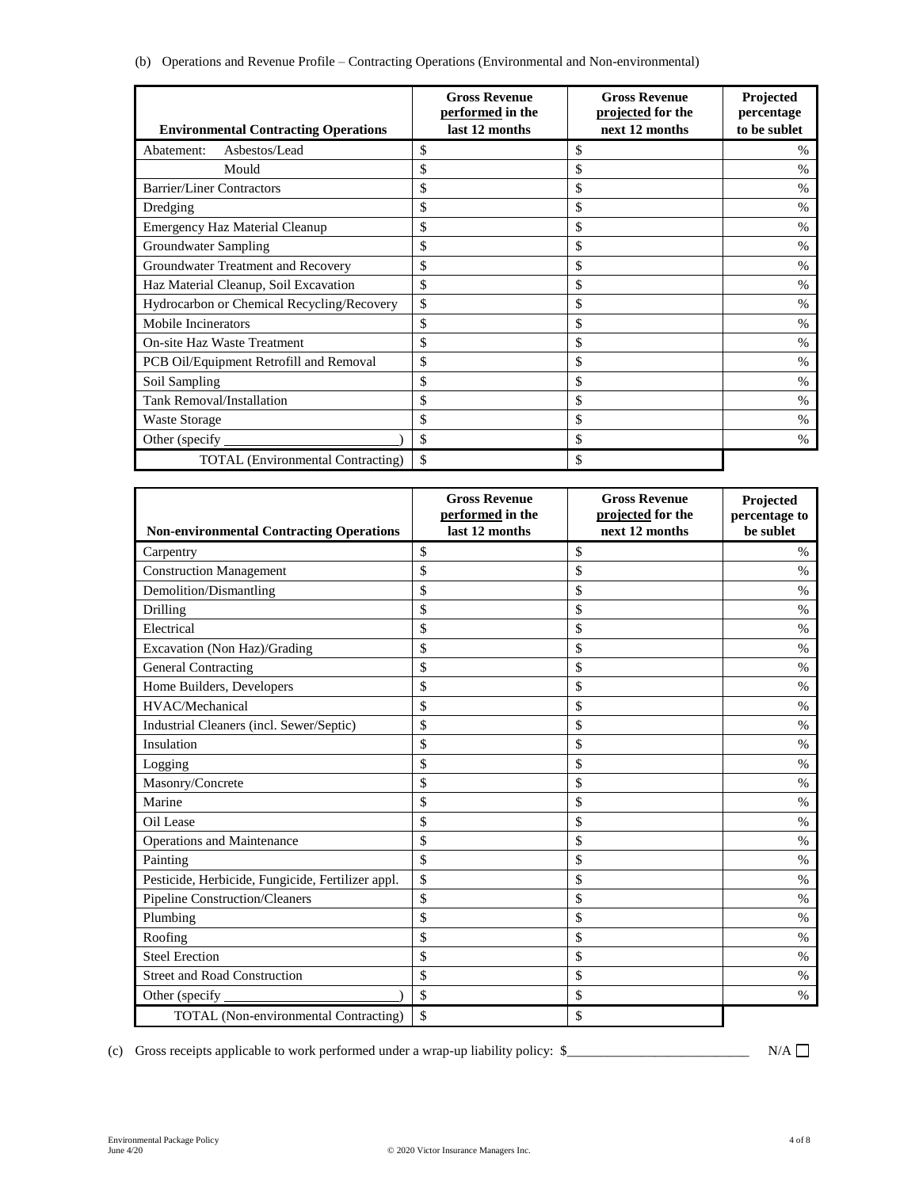(b) Operations and Revenue Profile – Contracting Operations (Environmental and Non-environmental)

| Environmental Contracting Operations | Gross Revenue performed in the last 12 months | Gross Revenue projected for the next 12 months | Projected percentage to be sublet |
|---|---|---|---|
| Abatement: Asbestos/Lead | $ | $ | % |
| Mould | $ | $ | % |
| Barrier/Liner Contractors | $ | $ | % |
| Dredging | $ | $ | % |
| Emergency Haz Material Cleanup | $ | $ | % |
| Groundwater Sampling | $ | $ | % |
| Groundwater Treatment and Recovery | $ | $ | % |
| Haz Material Cleanup, Soil Excavation | $ | $ | % |
| Hydrocarbon or Chemical Recycling/Recovery | $ | $ | % |
| Mobile Incinerators | $ | $ | % |
| On-site Haz Waste Treatment | $ | $ | % |
| PCB Oil/Equipment Retrofill and Removal | $ | $ | % |
| Soil Sampling | $ | $ | % |
| Tank Removal/Installation | $ | $ | % |
| Waste Storage | $ | $ | % |
| Other (specify \_\_\_\_\_\_\_\_\_\_\_\_\_\_\_\_\_\_\_\_\_\_\_\_) | $ | $ | % |
| TOTAL (Environmental Contracting) | $ | $ | |

| Non-environmental Contracting Operations | Gross Revenue performed in the last 12 months | Gross Revenue projected for the next 12 months | Projected percentage to be sublet |
|---|---|---|---|
| Carpentry | $ | $ | % |
| Construction Management | $ | $ | % |
| Demolition/Dismantling | $ | $ | % |
| Drilling | $ | $ | % |
| Electrical | $ | $ | % |
| Excavation (Non Haz)/Grading | $ | $ | % |
| General Contracting | $ | $ | % |
| Home Builders, Developers | $ | $ | % |
| HVAC/Mechanical | $ | $ | % |
| Industrial Cleaners (incl. Sewer/Septic) | $ | $ | % |
| Insulation | $ | $ | % |
| Logging | $ | $ | % |
| Masonry/Concrete | $ | $ | % |
| Marine | $ | $ | % |
| Oil Lease | $ | $ | % |
| Operations and Maintenance | $ | $ | % |
| Painting | $ | $ | % |
| Pesticide, Herbicide, Fungicide, Fertilizer appl. | $ | $ | % |
| Pipeline Construction/Cleaners | $ | $ | % |
| Plumbing | $ | $ | % |
| Roofing | $ | $ | % |
| Steel Erection | $ | $ | % |
| Street and Road Construction | $ | $ | % |
| Other (specify \_\_\_\_\_\_\_\_\_\_\_\_\_\_\_\_\_\_\_\_\_\_\_\_) | $ | $ | % |
| TOTAL (Non-environmental Contracting) | $ | $ | |

(c) Gross receipts applicable to work performed under a wrap-up liability policy: $\_\_\_\_\_\_\_\_\_\_\_\_\_\_\_\_\_\_\_\_\_\_\_\_\_\_ N/A ☐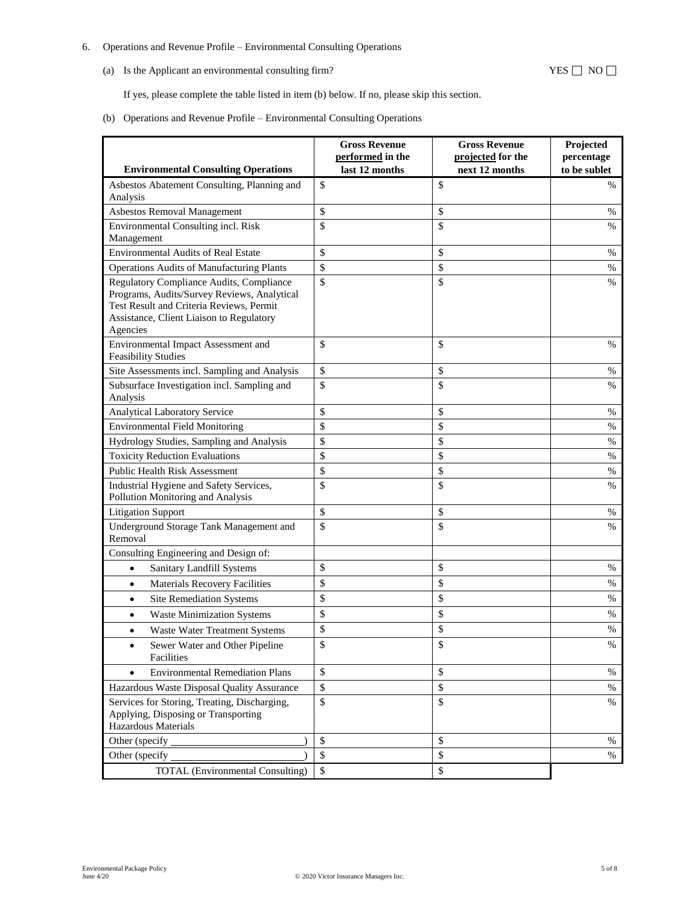6. Operations and Revenue Profile – Environmental Consulting Operations

   (a) Is the Applicant an environmental consulting firm? YES ☐ NO ☐

   If yes, please complete the table listed in item (b) below. If no, please skip this section.

   (b) Operations and Revenue Profile – Environmental Consulting Operations

| Environmental Consulting Operations | Gross Revenue performed in the last 12 months | Gross Revenue projected for the next 12 months | Projected percentage to be sublet |
|---|---|---|---|
| Asbestos Abatement Consulting, Planning and Analysis | $ | $ | % |
| Asbestos Removal Management | $ | $ | % |
| Environmental Consulting incl. Risk Management | $ | $ | % |
| Environmental Audits of Real Estate | $ | $ | % |
| Operations Audits of Manufacturing Plants | $ | $ | % |
| Regulatory Compliance Audits, Compliance Programs, Audits/Survey Reviews, Analytical Test Result and Criteria Reviews, Permit Assistance, Client Liaison to Regulatory Agencies | $ | $ | % |
| Environmental Impact Assessment and Feasibility Studies | $ | $ | % |
| Site Assessments incl. Sampling and Analysis | $ | $ | % |
| Subsurface Investigation incl. Sampling and Analysis | $ | $ | % |
| Analytical Laboratory Service | $ | $ | % |
| Environmental Field Monitoring | $ | $ | % |
| Hydrology Studies, Sampling and Analysis | $ | $ | % |
| Toxicity Reduction Evaluations | $ | $ | % |
| Public Health Risk Assessment | $ | $ | % |
| Industrial Hygiene and Safety Services, Pollution Monitoring and Analysis | $ | $ | % |
| Litigation Support | $ | $ | % |
| Underground Storage Tank Management and Removal | $ | $ | % |
| Consulting Engineering and Design of: | | | |
| • Sanitary Landfill Systems | $ | $ | % |
| • Materials Recovery Facilities | $ | $ | % |
| • Site Remediation Systems | $ | $ | % |
| • Waste Minimization Systems | $ | $ | % |
| • Waste Water Treatment Systems | $ | $ | % |
| • Sewer Water and Other Pipeline Facilities | $ | $ | % |
| • Environmental Remediation Plans | $ | $ | % |
| Hazardous Waste Disposal Quality Assurance | $ | $ | % |
| Services for Storing, Treating, Discharging, Applying, Disposing or Transporting Hazardous Materials | $ | $ | % |
| Other (specify ________________________) | $ | $ | % |
| Other (specify ________________________) | $ | $ | % |
| TOTAL (Environmental Consulting) | $ | $ | |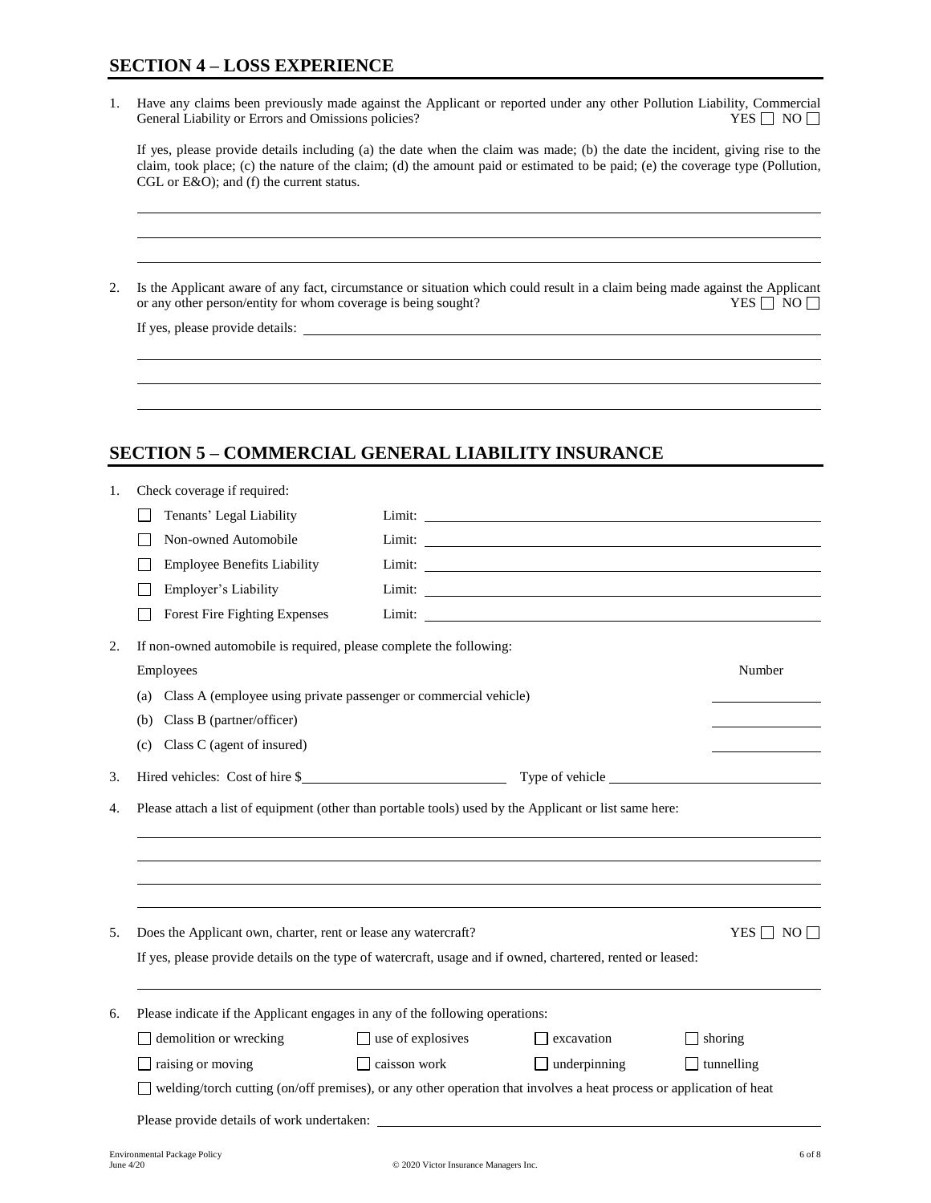## SECTION 4 – LOSS EXPERIENCE

1. Have any claims been previously made against the Applicant or reported under any other Pollution Liability, Commercial General Liability or Errors and Omissions policies? YES ☐ NO ☐

   If yes, please provide details including (a) the date when the claim was made; (b) the date the incident, giving rise to the claim, took place; (c) the nature of the claim; (d) the amount paid or estimated to be paid; (e) the coverage type (Pollution, CGL or E&O); and (f) the current status.

   ______________________________________________

   ______________________________________________

   ______________________________________________

2. Is the Applicant aware of any fact, circumstance or situation which could result in a claim being made against the Applicant or any other person/entity for whom coverage is being sought? YES ☐ NO ☐

   If yes, please provide details: ______________________________________________

   ______________________________________________

   ______________________________________________

   ______________________________________________

## SECTION 5 – COMMERCIAL GENERAL LIABILITY INSURANCE

1. Check coverage if required:

   - ☐ Tenants' Legal Liability Limit: ____________________
   - ☐ Non-owned Automobile Limit: ____________________
   - ☐ Employee Benefits Liability Limit: ____________________
   - ☐ Employer's Liability Limit: ____________________
   - ☐ Forest Fire Fighting Expenses Limit: ____________________

2. If non-owned automobile is required, please complete the following:

| Employees | Number |
|---|---|
| (a) Class A (employee using private passenger or commercial vehicle) | ________ |
| (b) Class B (partner/officer) | ________ |
| (c) Class C (agent of insured) | ________ |

3. Hired vehicles: Cost of hire $____________________ Type of vehicle ____________________

4. Please attach a list of equipment (other than portable tools) used by the Applicant or list same here:

   ______________________________________________

   ______________________________________________

   ______________________________________________

   ______________________________________________

5. Does the Applicant own, charter, rent or lease any watercraft? YES ☐ NO ☐

   If yes, please provide details on the type of watercraft, usage and if owned, chartered, rented or leased:

   ______________________________________________

6. Please indicate if the Applicant engages in any of the following operations:

   ☐ demolition or wrecking ☐ use of explosives ☐ excavation ☐ shoring

   ☐ raising or moving ☐ caisson work ☐ underpinning ☐ tunnelling

   ☐ welding/torch cutting (on/off premises), or any other operation that involves a heat process or application of heat

   Please provide details of work undertaken: ______________________________________________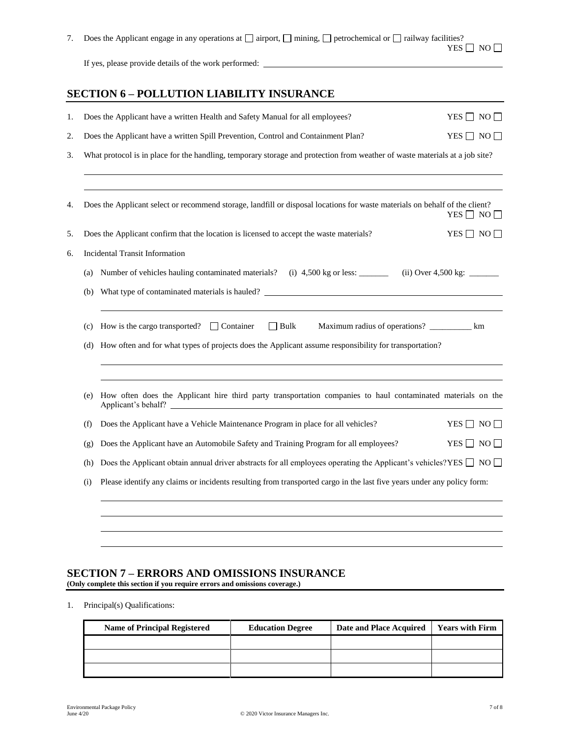7. Does the Applicant engage in any operations at ☐ airport, ☐ mining, ☐ petrochemical or ☐ railway facilities? YES ☐ NO ☐

   If yes, please provide details of the work performed: \_\_\_\_\_\_\_\_\_\_\_\_\_\_\_\_\_\_\_\_\_\_\_\_\_\_\_\_\_\_

## SECTION 6 – POLLUTION LIABILITY INSURANCE

1. Does the Applicant have a written Health and Safety Manual for all employees? YES ☐ NO ☐
2. Does the Applicant have a written Spill Prevention, Control and Containment Plan? YES ☐ NO ☐
3. What protocol is in place for the handling, temporary storage and protection from weather of waste materials at a job site?

   \_\_\_\_\_\_\_\_\_\_\_\_\_\_\_\_\_\_\_\_\_\_\_\_\_\_\_\_\_\_

   \_\_\_\_\_\_\_\_\_\_\_\_\_\_\_\_\_\_\_\_\_\_\_\_\_\_\_\_\_\_

4. Does the Applicant select or recommend storage, landfill or disposal locations for waste materials on behalf of the client? YES ☐ NO ☐
5. Does the Applicant confirm that the location is licensed to accept the waste materials? YES ☐ NO ☐
6. Incidental Transit Information

   (a) Number of vehicles hauling contaminated materials? (i) 4,500 kg or less: \_\_\_\_\_\_\_ (ii) Over 4,500 kg: \_\_\_\_\_\_\_

   (b) What type of contaminated materials is hauled? \_\_\_\_\_\_\_\_\_\_\_\_\_\_\_\_\_\_\_\_\_\_\_\_\_\_\_\_\_\_

   \_\_\_\_\_\_\_\_\_\_\_\_\_\_\_\_\_\_\_\_\_\_\_\_\_\_\_\_\_\_

   (c) How is the cargo transported? ☐ Container ☐ Bulk Maximum radius of operations? \_\_\_\_\_\_\_\_\_\_ km

   (d) How often and for what types of projects does the Applicant assume responsibility for transportation?

   \_\_\_\_\_\_\_\_\_\_\_\_\_\_\_\_\_\_\_\_\_\_\_\_\_\_\_\_\_\_

   \_\_\_\_\_\_\_\_\_\_\_\_\_\_\_\_\_\_\_\_\_\_\_\_\_\_\_\_\_\_

   (e) How often does the Applicant hire third party transportation companies to haul contaminated materials on the Applicant's behalf? \_\_\_\_\_\_\_\_\_\_\_\_\_\_\_\_\_\_\_\_\_\_\_\_\_\_\_\_\_\_

   (f) Does the Applicant have a Vehicle Maintenance Program in place for all vehicles? YES ☐ NO ☐

   (g) Does the Applicant have an Automobile Safety and Training Program for all employees? YES ☐ NO ☐

   (h) Does the Applicant obtain annual driver abstracts for all employees operating the Applicant's vehicles? YES ☐ NO ☐

   (i) Please identify any claims or incidents resulting from transported cargo in the last five years under any policy form:

   \_\_\_\_\_\_\_\_\_\_\_\_\_\_\_\_\_\_\_\_\_\_\_\_\_\_\_\_\_\_

   \_\_\_\_\_\_\_\_\_\_\_\_\_\_\_\_\_\_\_\_\_\_\_\_\_\_\_\_\_\_

   \_\_\_\_\_\_\_\_\_\_\_\_\_\_\_\_\_\_\_\_\_\_\_\_\_\_\_\_\_\_

   \_\_\_\_\_\_\_\_\_\_\_\_\_\_\_\_\_\_\_\_\_\_\_\_\_\_\_\_\_\_

## SECTION 7 – ERRORS AND OMISSIONS INSURANCE

**(Only complete this section if you require errors and omissions coverage.)**

1. Principal(s) Qualifications:

| Name of Principal Registered | Education Degree | Date and Place Acquired | Years with Firm |
|---|---|---|---|
| | | | |
| | | | |
| | | | |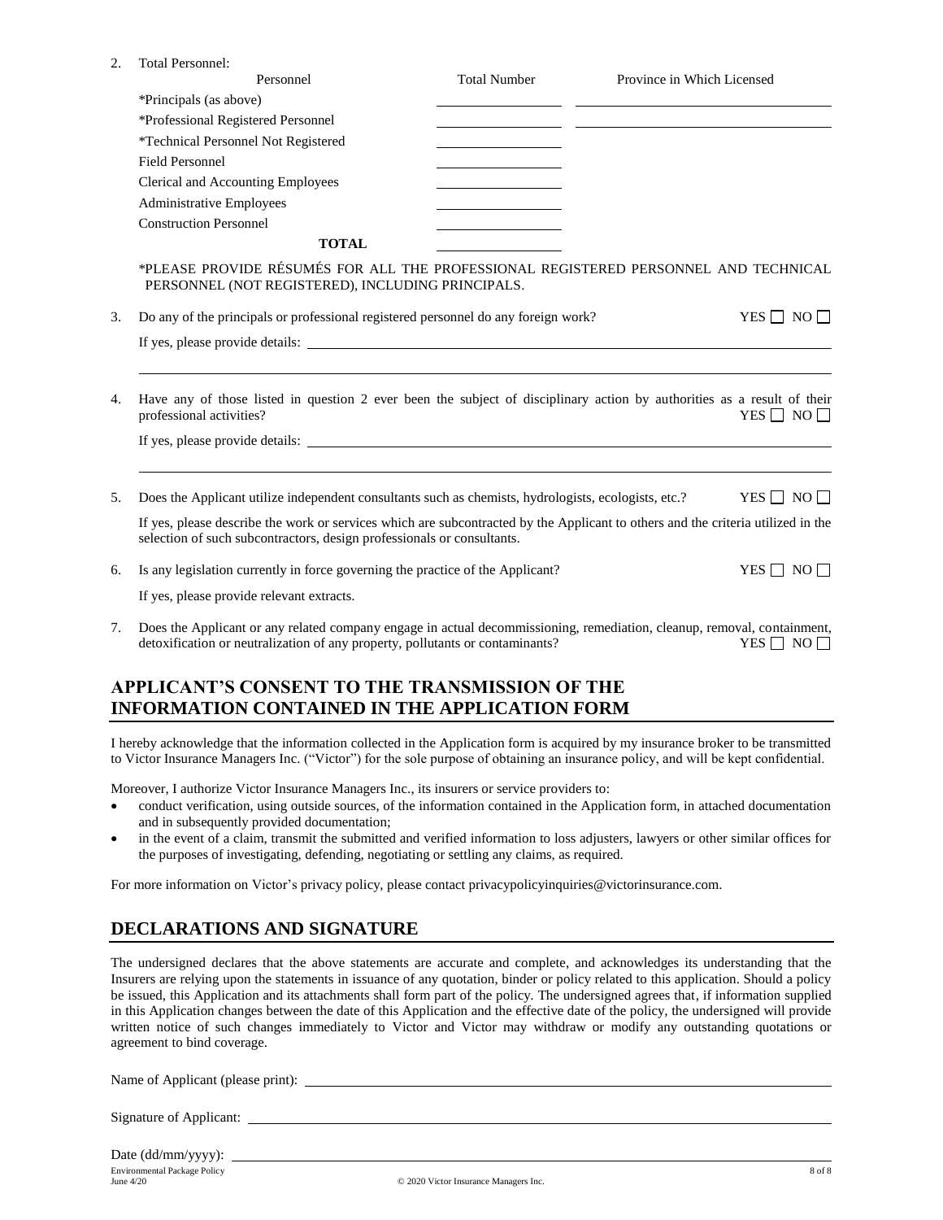2. Total Personnel:

| Personnel | Total Number | Province in Which Licensed |
|---|---|---|
| *Principals (as above) | | |
| *Professional Registered Personnel | | |
| *Technical Personnel Not Registered | | |
| Field Personnel | | |
| Clerical and Accounting Employees | | |
| Administrative Employees | | |
| Construction Personnel | | |
| **TOTAL** | | |

*PLEASE PROVIDE RÉSUMÉS FOR ALL THE PROFESSIONAL REGISTERED PERSONNEL AND TECHNICAL PERSONNEL (NOT REGISTERED), INCLUDING PRINCIPALS.

3. Do any of the principals or professional registered personnel do any foreign work? YES ☐ NO ☐

   If yes, please provide details: \_\_\_\_\_\_\_\_\_\_\_\_\_\_\_\_\_\_\_\_

4. Have any of those listed in question 2 ever been the subject of disciplinary action by authorities as a result of their professional activities? YES ☐ NO ☐

   If yes, please provide details: \_\_\_\_\_\_\_\_\_\_\_\_\_\_\_\_\_\_\_\_

5. Does the Applicant utilize independent consultants such as chemists, hydrologists, ecologists, etc.? YES ☐ NO ☐

   If yes, please describe the work or services which are subcontracted by the Applicant to others and the criteria utilized in the selection of such subcontractors, design professionals or consultants.

6. Is any legislation currently in force governing the practice of the Applicant? YES ☐ NO ☐

   If yes, please provide relevant extracts.

7. Does the Applicant or any related company engage in actual decommissioning, remediation, cleanup, removal, containment, detoxification or neutralization of any property, pollutants or contaminants? YES ☐ NO ☐

## APPLICANT'S CONSENT TO THE TRANSMISSION OF THE INFORMATION CONTAINED IN THE APPLICATION FORM

I hereby acknowledge that the information collected in the Application form is acquired by my insurance broker to be transmitted to Victor Insurance Managers Inc. ("Victor") for the sole purpose of obtaining an insurance policy, and will be kept confidential.

Moreover, I authorize Victor Insurance Managers Inc., its insurers or service providers to:

- conduct verification, using outside sources, of the information contained in the Application form, in attached documentation and in subsequently provided documentation;
- in the event of a claim, transmit the submitted and verified information to loss adjusters, lawyers or other similar offices for the purposes of investigating, defending, negotiating or settling any claims, as required.

For more information on Victor's privacy policy, please contact privacypolicyinquiries@victorinsurance.com.

## DECLARATIONS AND SIGNATURE

The undersigned declares that the above statements are accurate and complete, and acknowledges its understanding that the Insurers are relying upon the statements in issuance of any quotation, binder or policy related to this application. Should a policy be issued, this Application and its attachments shall form part of the policy. The undersigned agrees that, if information supplied in this Application changes between the date of this Application and the effective date of the policy, the undersigned will provide written notice of such changes immediately to Victor and Victor may withdraw or modify any outstanding quotations or agreement to bind coverage.

Name of Applicant (please print): \_\_\_\_\_\_\_\_\_\_\_\_\_\_\_\_\_\_\_\_

Signature of Applicant: \_\_\_\_\_\_\_\_\_\_\_\_\_\_\_\_\_\_\_\_

Date (dd/mm/yyyy): \_\_\_\_\_\_\_\_\_\_\_\_\_\_\_\_\_\_\_\_